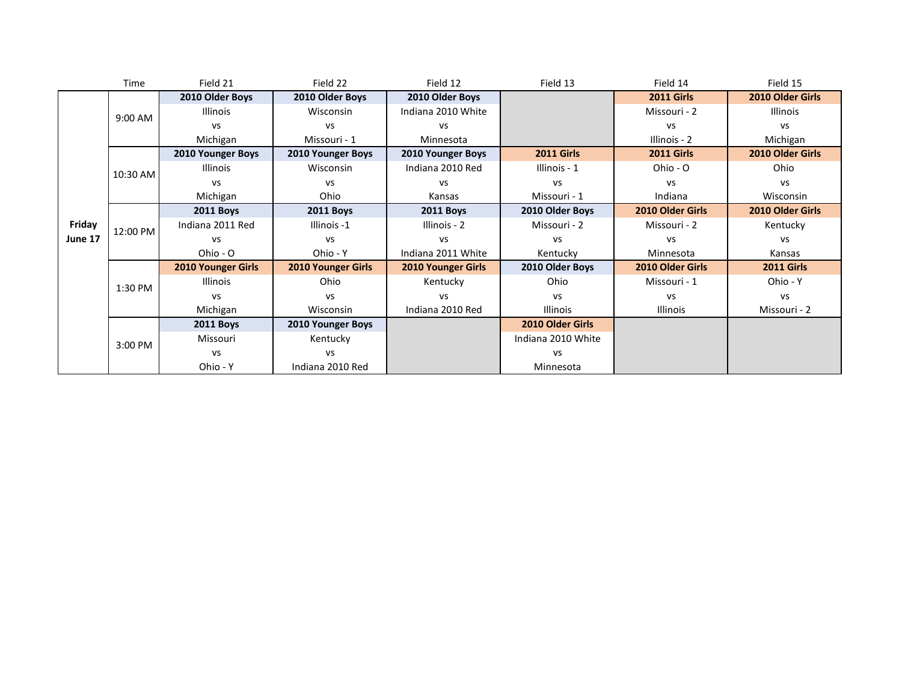| | Time | Field 21 | Field 22 | Field 12 | Field 13 | Field 14 | Field 15 |
|---|---|---|---|---|---|---|---|
| **Friday June 17** | 9:00 AM | **2010 Older Boys**<br>Illinois<br>vs<br>Michigan | **2010 Older Boys**<br>Wisconsin<br>vs<br>Missouri - 1 | **2010 Older Boys**<br>Indiana 2010 White<br>vs<br>Minnesota | | **2011 Girls**<br>Missouri - 2<br>vs<br>Illinois - 2 | **2010 Older Girls**<br>Illinois<br>vs<br>Michigan |
| | 10:30 AM | **2010 Younger Boys**<br>Illinois<br>vs<br>Michigan | **2010 Younger Boys**<br>Wisconsin<br>vs<br>Ohio | **2010 Younger Boys**<br>Indiana 2010 Red<br>vs<br>Kansas | **2011 Girls**<br>Illinois - 1<br>vs<br>Missouri - 1 | **2011 Girls**<br>Ohio - O<br>vs<br>Indiana | **2010 Older Girls**<br>Ohio<br>vs<br>Wisconsin |
| | 12:00 PM | **2011 Boys**<br>Indiana 2011 Red<br>vs<br>Ohio - O | **2011 Boys**<br>Illinois -1<br>vs<br>Ohio - Y | **2011 Boys**<br>Illinois - 2<br>vs<br>Indiana 2011 White | **2010 Older Boys**<br>Missouri - 2<br>vs<br>Kentucky | **2010 Older Girls**<br>Missouri - 2<br>vs<br>Minnesota | **2010 Older Girls**<br>Kentucky<br>vs<br>Kansas |
| | 1:30 PM | **2010 Younger Girls**<br>Illinois<br>vs<br>Michigan | **2010 Younger Girls**<br>Ohio<br>vs<br>Wisconsin | **2010 Younger Girls**<br>Kentucky<br>vs<br>Indiana 2010 Red | **2010 Older Boys**<br>Ohio<br>vs<br>Illinois | **2010 Older Girls**<br>Missouri - 1<br>vs<br>Illinois | **2011 Girls**<br>Ohio - Y<br>vs<br>Missouri - 2 |
| | 3:00 PM | **2011 Boys**<br>Missouri<br>vs<br>Ohio - Y | **2010 Younger Boys**<br>Kentucky<br>vs<br>Indiana 2010 Red | | **2010 Older Girls**<br>Indiana 2010 White<br>vs<br>Minnesota | | |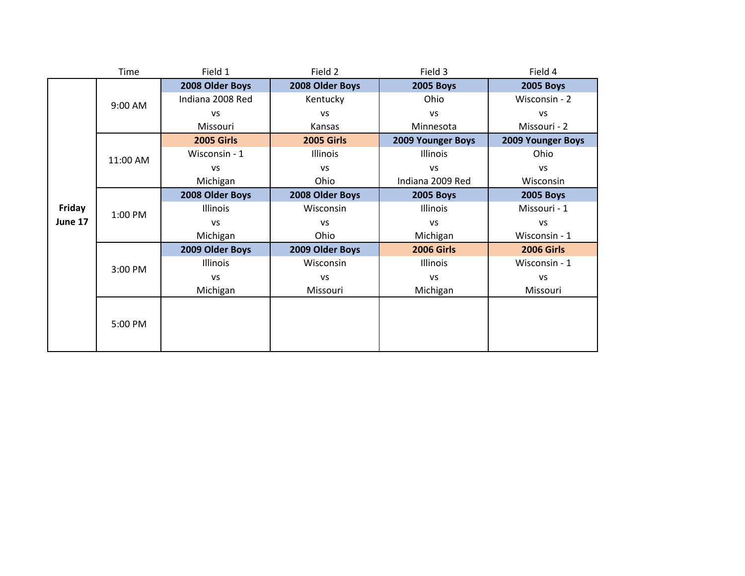| | Time | Field 1 | Field 2 | Field 3 | Field 4 |
|---|---|---|---|---|---|
| **Friday June 17** | 9:00 AM | **2008 Older Boys** Indiana 2008 Red vs Missouri | **2008 Older Boys** Kentucky vs Kansas | **2005 Boys** Ohio vs Minnesota | **2005 Boys** Wisconsin - 2 vs Missouri - 2 |
| | 11:00 AM | **2005 Girls** Wisconsin - 1 vs Michigan | **2005 Girls** Illinois vs Ohio | **2009 Younger Boys** Illinois vs Indiana 2009 Red | **2009 Younger Boys** Ohio vs Wisconsin |
| | 1:00 PM | **2008 Older Boys** Illinois vs Michigan | **2008 Older Boys** Wisconsin vs Ohio | **2005 Boys** Illinois vs Michigan | **2005 Boys** Missouri - 1 vs Wisconsin - 1 |
| | 3:00 PM | **2009 Older Boys** Illinois vs Michigan | **2009 Older Boys** Wisconsin vs Missouri | **2006 Girls** Illinois vs Michigan | **2006 Girls** Wisconsin - 1 vs Missouri |
| | 5:00 PM | | | | |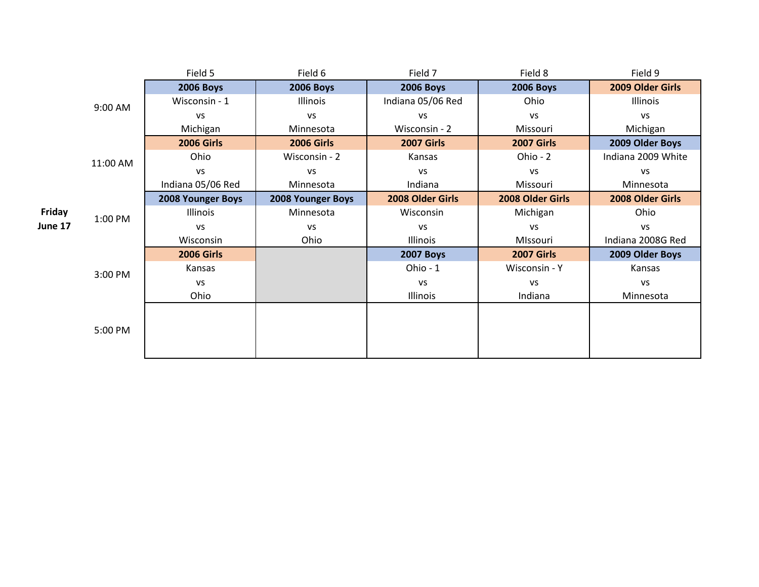**Friday June 17**

| | Field 5 | Field 6 | Field 7 | Field 8 | Field 9 |
|---|---|---|---|---|---|
| 9:00 AM | **2006 Boys**<br>Wisconsin - 1<br>vs<br>Michigan | **2006 Boys**<br>Illinois<br>vs<br>Minnesota | **2006 Boys**<br>Indiana 05/06 Red<br>vs<br>Wisconsin - 2 | **2006 Boys**<br>Ohio<br>vs<br>Missouri | **2009 Older Girls**<br>Illinois<br>vs<br>Michigan |
| 11:00 AM | **2006 Girls**<br>Ohio<br>vs<br>Indiana 05/06 Red | **2006 Girls**<br>Wisconsin - 2<br>vs<br>Minnesota | **2007 Girls**<br>Kansas<br>vs<br>Indiana | **2007 Girls**<br>Ohio - 2<br>vs<br>Missouri | **2009 Older Boys**<br>Indiana 2009 White<br>vs<br>Minnesota |
| 1:00 PM | **2008 Younger Boys**<br>Illinois<br>vs<br>Wisconsin | **2008 Younger Boys**<br>Minnesota<br>vs<br>Ohio | **2008 Older Girls**<br>Wisconsin<br>vs<br>Illinois | **2008 Older Girls**<br>Michigan<br>vs<br>MIssouri | **2008 Older Girls**<br>Ohio<br>vs<br>Indiana 2008G Red |
| 3:00 PM | **2006 Girls**<br>Kansas<br>vs<br>Ohio | | **2007 Boys**<br>Ohio - 1<br>vs<br>Illinois | **2007 Girls**<br>Wisconsin - Y<br>vs<br>Indiana | **2009 Older Boys**<br>Kansas<br>vs<br>Minnesota |
| 5:00 PM | | | | | |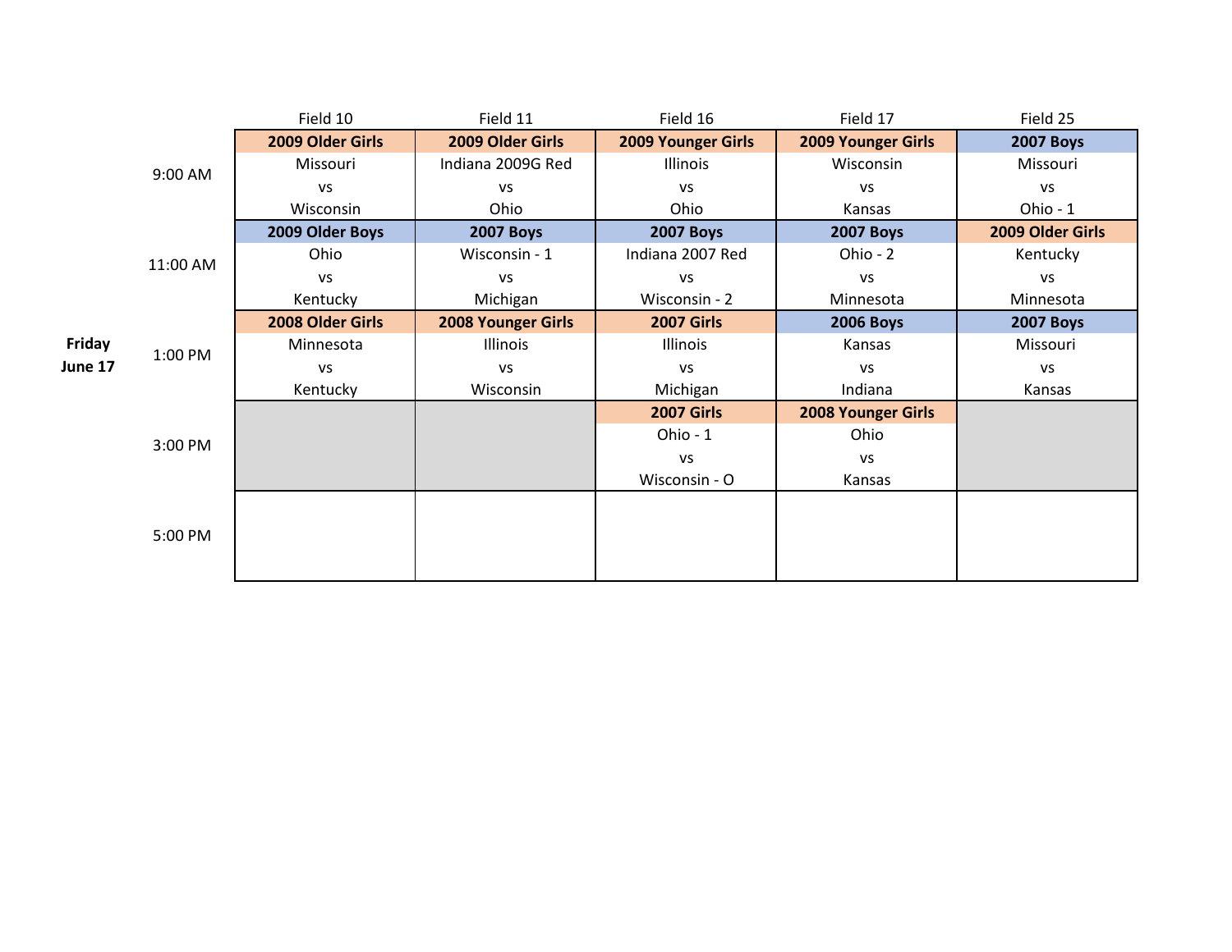| Friday June 17 | | Field 10 | Field 11 | Field 16 | Field 17 | Field 25 |
|---|---|---|---|---|---|---|
| | 9:00 AM | **2009 Older Girls**<br>Missouri<br>vs<br>Wisconsin | **2009 Older Girls**<br>Indiana 2009G Red<br>vs<br>Ohio | **2009 Younger Girls**<br>Illinois<br>vs<br>Ohio | **2009 Younger Girls**<br>Wisconsin<br>vs<br>Kansas | **2007 Boys**<br>Missouri<br>vs<br>Ohio - 1 |
| | 11:00 AM | **2009 Older Boys**<br>Ohio<br>vs<br>Kentucky | **2007 Boys**<br>Wisconsin - 1<br>vs<br>Michigan | **2007 Boys**<br>Indiana 2007 Red<br>vs<br>Wisconsin - 2 | **2007 Boys**<br>Ohio - 2<br>vs<br>Minnesota | **2009 Older Girls**<br>Kentucky<br>vs<br>Minnesota |
| | 1:00 PM | **2008 Older Girls**<br>Minnesota<br>vs<br>Kentucky | **2008 Younger Girls**<br>Illinois<br>vs<br>Wisconsin | **2007 Girls**<br>Illinois<br>vs<br>Michigan | **2006 Boys**<br>Kansas<br>vs<br>Indiana | **2007 Boys**<br>Missouri<br>vs<br>Kansas |
| | 3:00 PM | | | **2007 Girls**<br>Ohio - 1<br>vs<br>Wisconsin - O | **2008 Younger Girls**<br>Ohio<br>vs<br>Kansas | |
| | 5:00 PM | | | | | |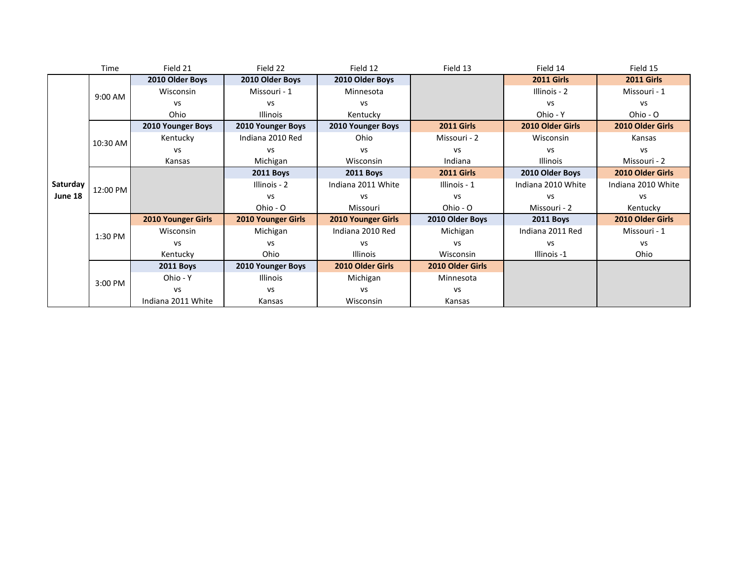| | Time | Field 21 | Field 22 | Field 12 | Field 13 | Field 14 | Field 15 |
|---|---|---|---|---|---|---|---|
| **Saturday June 18** | 9:00 AM | **2010 Older Boys**<br>Wisconsin<br>vs<br>Ohio | **2010 Older Boys**<br>Missouri - 1<br>vs<br>Illinois | **2010 Older Boys**<br>Minnesota<br>vs<br>Kentucky | | **2011 Girls**<br>Illinois - 2<br>vs<br>Ohio - Y | **2011 Girls**<br>Missouri - 1<br>vs<br>Ohio - O |
| | 10:30 AM | **2010 Younger Boys**<br>Kentucky<br>vs<br>Kansas | **2010 Younger Boys**<br>Indiana 2010 Red<br>vs<br>Michigan | **2010 Younger Boys**<br>Ohio<br>vs<br>Wisconsin | **2011 Girls**<br>Missouri - 2<br>vs<br>Indiana | **2010 Older Girls**<br>Wisconsin<br>vs<br>Illinois | **2010 Older Girls**<br>Kansas<br>vs<br>Missouri - 2 |
| | 12:00 PM | | **2011 Boys**<br>Illinois - 2<br>vs<br>Ohio - O | **2011 Boys**<br>Indiana 2011 White<br>vs<br>Missouri | **2011 Girls**<br>Illinois - 1<br>vs<br>Ohio - O | **2010 Older Boys**<br>Indiana 2010 White<br>vs<br>Missouri - 2 | **2010 Older Girls**<br>Indiana 2010 White<br>vs<br>Kentucky |
| | 1:30 PM | **2010 Younger Girls**<br>Wisconsin<br>vs<br>Kentucky | **2010 Younger Girls**<br>Michigan<br>vs<br>Ohio | **2010 Younger Girls**<br>Indiana 2010 Red<br>vs<br>Illinois | **2010 Older Boys**<br>Michigan<br>vs<br>Wisconsin | **2011 Boys**<br>Indiana 2011 Red<br>vs<br>Illinois -1 | **2010 Older Girls**<br>Missouri - 1<br>vs<br>Ohio |
| | 3:00 PM | **2011 Boys**<br>Ohio - Y<br>vs<br>Indiana 2011 White | **2010 Younger Boys**<br>Illinois<br>vs<br>Kansas | **2010 Older Girls**<br>Michigan<br>vs<br>Wisconsin | **2010 Older Girls**<br>Minnesota<br>vs<br>Kansas | | |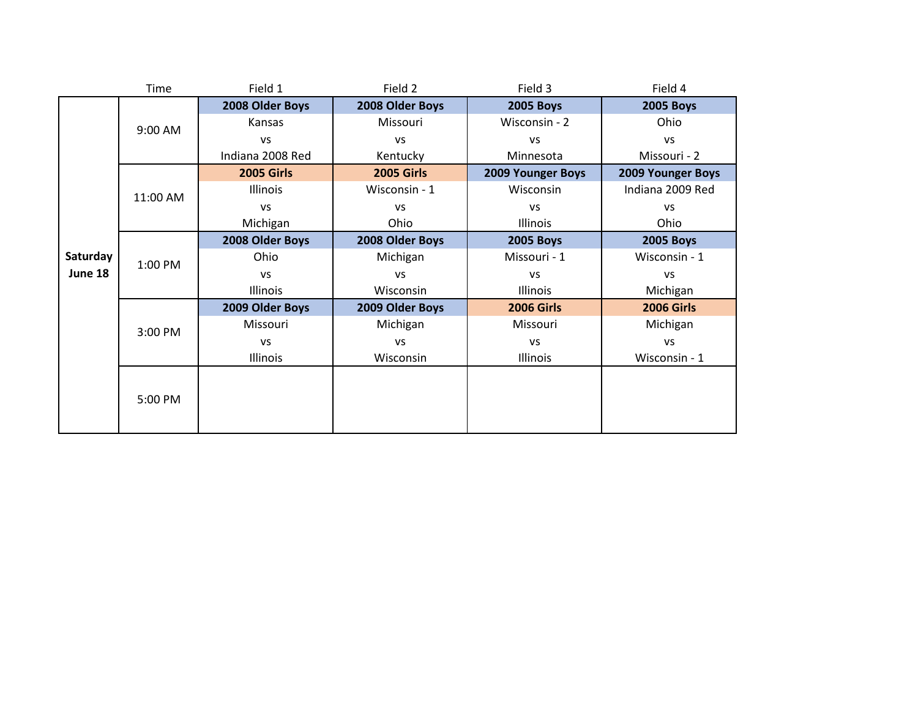| | Time | Field 1 | Field 2 | Field 3 | Field 4 |
|---|---|---|---|---|---|
| **Saturday June 18** | 9:00 AM | **2008 Older Boys** Kansas vs Indiana 2008 Red | **2008 Older Boys** Missouri vs Kentucky | **2005 Boys** Wisconsin - 2 vs Minnesota | **2005 Boys** Ohio vs Missouri - 2 |
| | 11:00 AM | **2005 Girls** Illinois vs Michigan | **2005 Girls** Wisconsin - 1 vs Ohio | **2009 Younger Boys** Wisconsin vs Illinois | **2009 Younger Boys** Indiana 2009 Red vs Ohio |
| | 1:00 PM | **2008 Older Boys** Ohio vs Illinois | **2008 Older Boys** Michigan vs Wisconsin | **2005 Boys** Missouri - 1 vs Illinois | **2005 Boys** Wisconsin - 1 vs Michigan |
| | 3:00 PM | **2009 Older Boys** Missouri vs Illinois | **2009 Older Boys** Michigan vs Wisconsin | **2006 Girls** Missouri vs Illinois | **2006 Girls** Michigan vs Wisconsin - 1 |
| | 5:00 PM | | | | |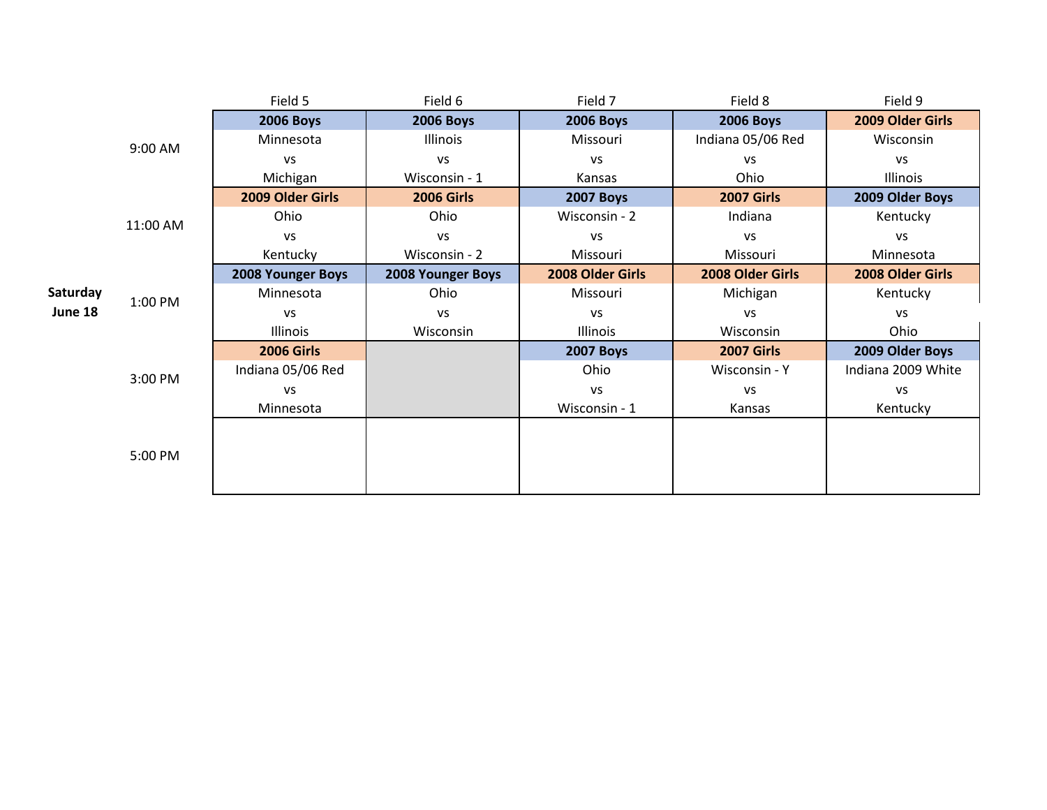**Saturday June 18**

| | Field 5 | Field 6 | Field 7 | Field 8 | Field 9 |
|---|---|---|---|---|---|
| 9:00 AM | **2006 Boys**<br>Minnesota<br>vs<br>Michigan | **2006 Boys**<br>Illinois<br>vs<br>Wisconsin - 1 | **2006 Boys**<br>Missouri<br>vs<br>Kansas | **2006 Boys**<br>Indiana 05/06 Red<br>vs<br>Ohio | **2009 Older Girls**<br>Wisconsin<br>vs<br>Illinois |
| 11:00 AM | **2009 Older Girls**<br>Ohio<br>vs<br>Kentucky | **2006 Girls**<br>Ohio<br>vs<br>Wisconsin - 2 | **2007 Boys**<br>Wisconsin - 2<br>vs<br>Missouri | **2007 Girls**<br>Indiana<br>vs<br>Missouri | **2009 Older Boys**<br>Kentucky<br>vs<br>Minnesota |
| 1:00 PM | **2008 Younger Boys**<br>Minnesota<br>vs<br>Illinois | **2008 Younger Boys**<br>Ohio<br>vs<br>Wisconsin | **2008 Older Girls**<br>Missouri<br>vs<br>Illinois | **2008 Older Girls**<br>Michigan<br>vs<br>Wisconsin | **2008 Older Girls**<br>Kentucky<br>vs<br>Ohio |
| 3:00 PM | **2006 Girls**<br>Indiana 05/06 Red<br>vs<br>Minnesota | | **2007 Boys**<br>Ohio<br>vs<br>Wisconsin - 1 | **2007 Girls**<br>Wisconsin - Y<br>vs<br>Kansas | **2009 Older Boys**<br>Indiana 2009 White<br>vs<br>Kentucky |
| 5:00 PM | | | | | |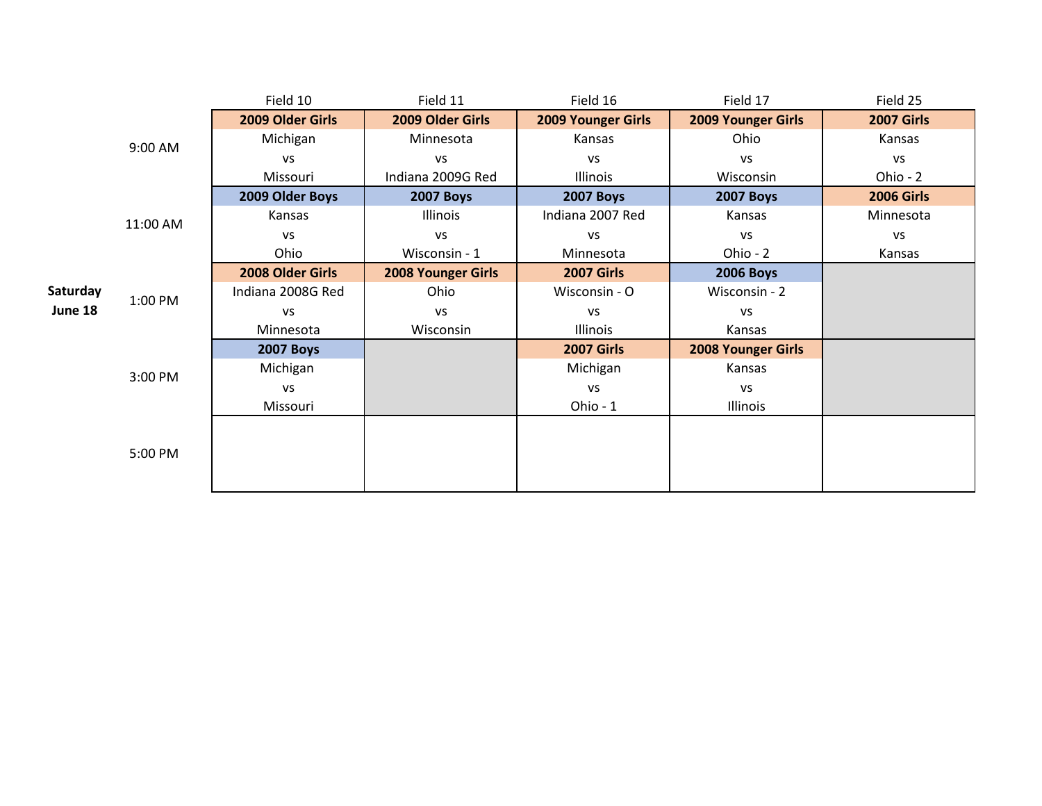| | | Field 10 | Field 11 | Field 16 | Field 17 | Field 25 |
|---|---|---|---|---|---|---|
| **Saturday June 18** | 9:00 AM | **2009 Older Girls**<br>Michigan<br>vs<br>Missouri | **2009 Older Girls**<br>Minnesota<br>vs<br>Indiana 2009G Red | **2009 Younger Girls**<br>Kansas<br>vs<br>Illinois | **2009 Younger Girls**<br>Ohio<br>vs<br>Wisconsin | **2007 Girls**<br>Kansas<br>vs<br>Ohio - 2 |
| | 11:00 AM | **2009 Older Boys**<br>Kansas<br>vs<br>Ohio | **2007 Boys**<br>Illinois<br>vs<br>Wisconsin - 1 | **2007 Boys**<br>Indiana 2007 Red<br>vs<br>Minnesota | **2007 Boys**<br>Kansas<br>vs<br>Ohio - 2 | **2006 Girls**<br>Minnesota<br>vs<br>Kansas |
| | 1:00 PM | **2008 Older Girls**<br>Indiana 2008G Red<br>vs<br>Minnesota | **2008 Younger Girls**<br>Ohio<br>vs<br>Wisconsin | **2007 Girls**<br>Wisconsin - O<br>vs<br>Illinois | **2006 Boys**<br>Wisconsin - 2<br>vs<br>Kansas | |
| | 3:00 PM | **2007 Boys**<br>Michigan<br>vs<br>Missouri | | **2007 Girls**<br>Michigan<br>vs<br>Ohio - 1 | **2008 Younger Girls**<br>Kansas<br>vs<br>Illinois | |
| | 5:00 PM | | | | | |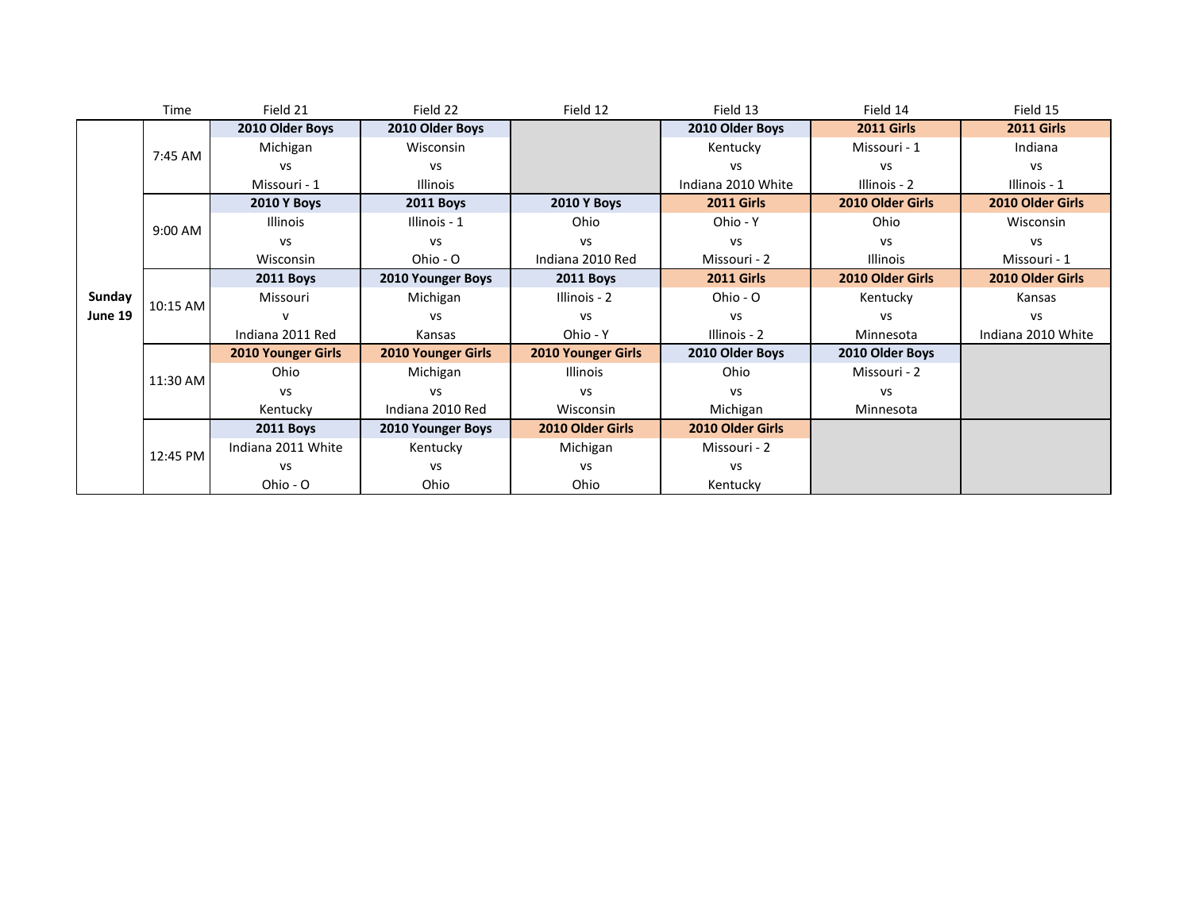| | Time | Field 21 | Field 22 | Field 12 | Field 13 | Field 14 | Field 15 |
|---|---|---|---|---|---|---|---|
| **Sunday June 19** | 7:45 AM | **2010 Older Boys**<br>Michigan<br>vs<br>Missouri - 1 | **2010 Older Boys**<br>Wisconsin<br>vs<br>Illinois | | **2010 Older Boys**<br>Kentucky<br>vs<br>Indiana 2010 White | **2011 Girls**<br>Missouri - 1<br>vs<br>Illinois - 2 | **2011 Girls**<br>Indiana<br>vs<br>Illinois - 1 |
| | 9:00 AM | **2010 Y Boys**<br>Illinois<br>vs<br>Wisconsin | **2011 Boys**<br>Illinois - 1<br>vs<br>Ohio - O | **2010 Y Boys**<br>Ohio<br>vs<br>Indiana 2010 Red | **2011 Girls**<br>Ohio - Y<br>vs<br>Missouri - 2 | **2010 Older Girls**<br>Ohio<br>vs<br>Illinois | **2010 Older Girls**<br>Wisconsin<br>vs<br>Missouri - 1 |
| | 10:15 AM | **2011 Boys**<br>Missouri<br>v<br>Indiana 2011 Red | **2010 Younger Boys**<br>Michigan<br>vs<br>Kansas | **2011 Boys**<br>Illinois - 2<br>vs<br>Ohio - Y | **2011 Girls**<br>Ohio - O<br>vs<br>Illinois - 2 | **2010 Older Girls**<br>Kentucky<br>vs<br>Minnesota | **2010 Older Girls**<br>Kansas<br>vs<br>Indiana 2010 White |
| | 11:30 AM | **2010 Younger Girls**<br>Ohio<br>vs<br>Kentucky | **2010 Younger Girls**<br>Michigan<br>vs<br>Indiana 2010 Red | **2010 Younger Girls**<br>Illinois<br>vs<br>Wisconsin | **2010 Older Boys**<br>Ohio<br>vs<br>Michigan | **2010 Older Boys**<br>Missouri - 2<br>vs<br>Minnesota | |
| | 12:45 PM | **2011 Boys**<br>Indiana 2011 White<br>vs<br>Ohio - O | **2010 Younger Boys**<br>Kentucky<br>vs<br>Ohio | **2010 Older Girls**<br>Michigan<br>vs<br>Ohio | **2010 Older Girls**<br>Missouri - 2<br>vs<br>Kentucky | | |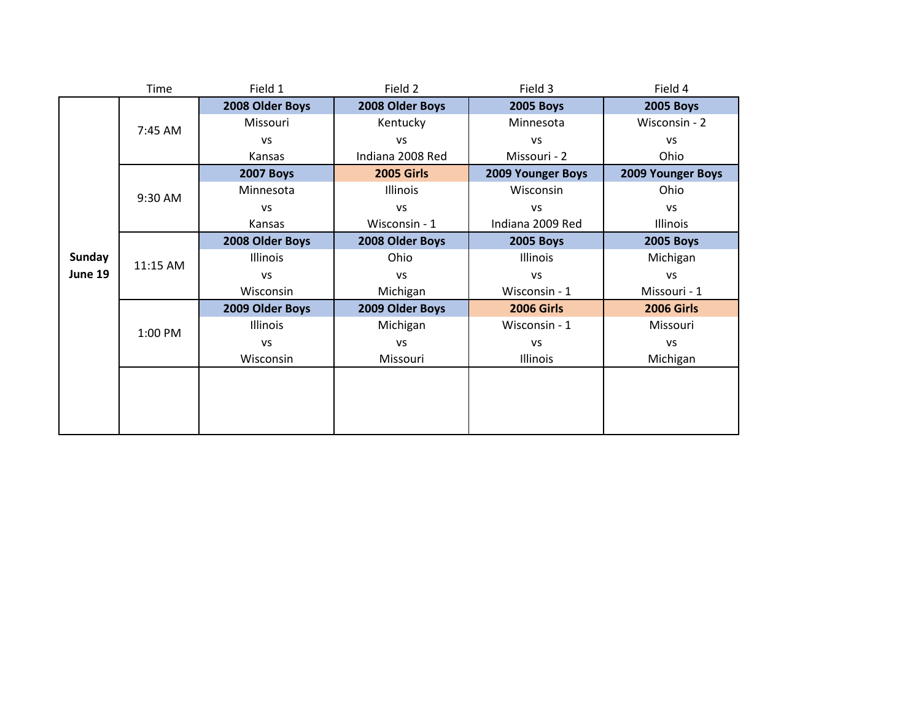| | Time | Field 1 | Field 2 | Field 3 | Field 4 |
|---|---|---|---|---|---|
| **Sunday June 19** | 7:45 AM | **2008 Older Boys** Missouri vs Kansas | **2008 Older Boys** Kentucky vs Indiana 2008 Red | **2005 Boys** Minnesota vs Missouri - 2 | **2005 Boys** Wisconsin - 2 vs Ohio |
| | 9:30 AM | **2007 Boys** Minnesota vs Kansas | **2005 Girls** Illinois vs Wisconsin - 1 | **2009 Younger Boys** Wisconsin vs Indiana 2009 Red | **2009 Younger Boys** Ohio vs Illinois |
| | 11:15 AM | **2008 Older Boys** Illinois vs Wisconsin | **2008 Older Boys** Ohio vs Michigan | **2005 Boys** Illinois vs Wisconsin - 1 | **2005 Boys** Michigan vs Missouri - 1 |
| | 1:00 PM | **2009 Older Boys** Illinois vs Wisconsin | **2009 Older Boys** Michigan vs Missouri | **2006 Girls** Wisconsin - 1 vs Illinois | **2006 Girls** Missouri vs Michigan |
| | | | | | |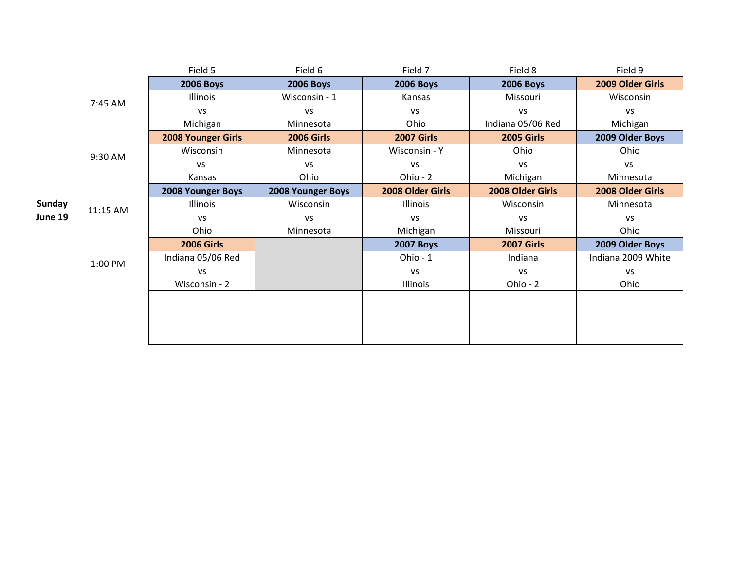| | | Field 5 | Field 6 | Field 7 | Field 8 | Field 9 |
|---|---|---|---|---|---|---|
| **Sunday June 19** | 7:45 AM | **2006 Boys**<br>Illinois<br>vs<br>Michigan | **2006 Boys**<br>Wisconsin - 1<br>vs<br>Minnesota | **2006 Boys**<br>Kansas<br>vs<br>Ohio | **2006 Boys**<br>Missouri<br>vs<br>Indiana 05/06 Red | **2009 Older Girls**<br>Wisconsin<br>vs<br>Michigan |
| | 9:30 AM | **2008 Younger Girls**<br>Wisconsin<br>vs<br>Kansas | **2006 Girls**<br>Minnesota<br>vs<br>Ohio | **2007 Girls**<br>Wisconsin - Y<br>vs<br>Ohio - 2 | **2005 Girls**<br>Ohio<br>vs<br>Michigan | **2009 Older Boys**<br>Ohio<br>vs<br>Minnesota |
| | 11:15 AM | **2008 Younger Boys**<br>Illinois<br>vs<br>Ohio | **2008 Younger Boys**<br>Wisconsin<br>vs<br>Minnesota | **2008 Older Girls**<br>Illinois<br>vs<br>Michigan | **2008 Older Girls**<br>Wisconsin<br>vs<br>Missouri | **2008 Older Girls**<br>Minnesota<br>vs<br>Ohio |
| | 1:00 PM | **2006 Girls**<br>Indiana 05/06 Red<br>vs<br>Wisconsin - 2 | | **2007 Boys**<br>Ohio - 1<br>vs<br>Illinois | **2007 Girls**<br>Indiana<br>vs<br>Ohio - 2 | **2009 Older Boys**<br>Indiana 2009 White<br>vs<br>Ohio |
| | | | | | | |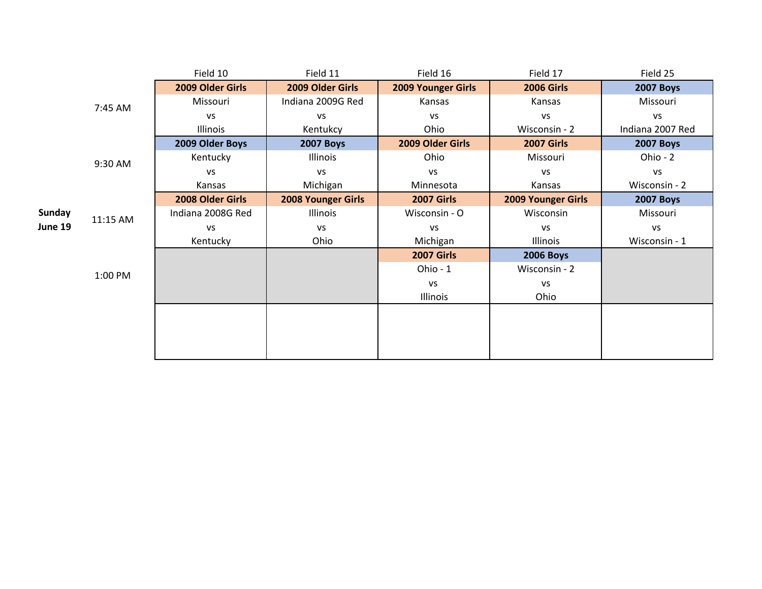| | | Field 10 | Field 11 | Field 16 | Field 17 | Field 25 |
|---|---|---|---|---|---|---|
| **Sunday June 19** | 7:45 AM | **2009 Older Girls** Missouri vs Illinois | **2009 Older Girls** Indiana 2009G Red vs Kentukcy | **2009 Younger Girls** Kansas vs Ohio | **2006 Girls** Kansas vs Wisconsin - 2 | **2007 Boys** Missouri vs Indiana 2007 Red |
| | 9:30 AM | **2009 Older Boys** Kentucky vs Kansas | **2007 Boys** Illinois vs Michigan | **2009 Older Girls** Ohio vs Minnesota | **2007 Girls** Missouri vs Kansas | **2007 Boys** Ohio - 2 vs Wisconsin - 2 |
| | 11:15 AM | **2008 Older Girls** Indiana 2008G Red vs Kentucky | **2008 Younger Girls** Illinois vs Ohio | **2007 Girls** Wisconsin - O vs Michigan | **2009 Younger Girls** Wisconsin vs Illinois | **2007 Boys** Missouri vs Wisconsin - 1 |
| | 1:00 PM | | | **2007 Girls** Ohio - 1 vs Illinois | **2006 Boys** Wisconsin - 2 vs Ohio | |
| | | | | | | |